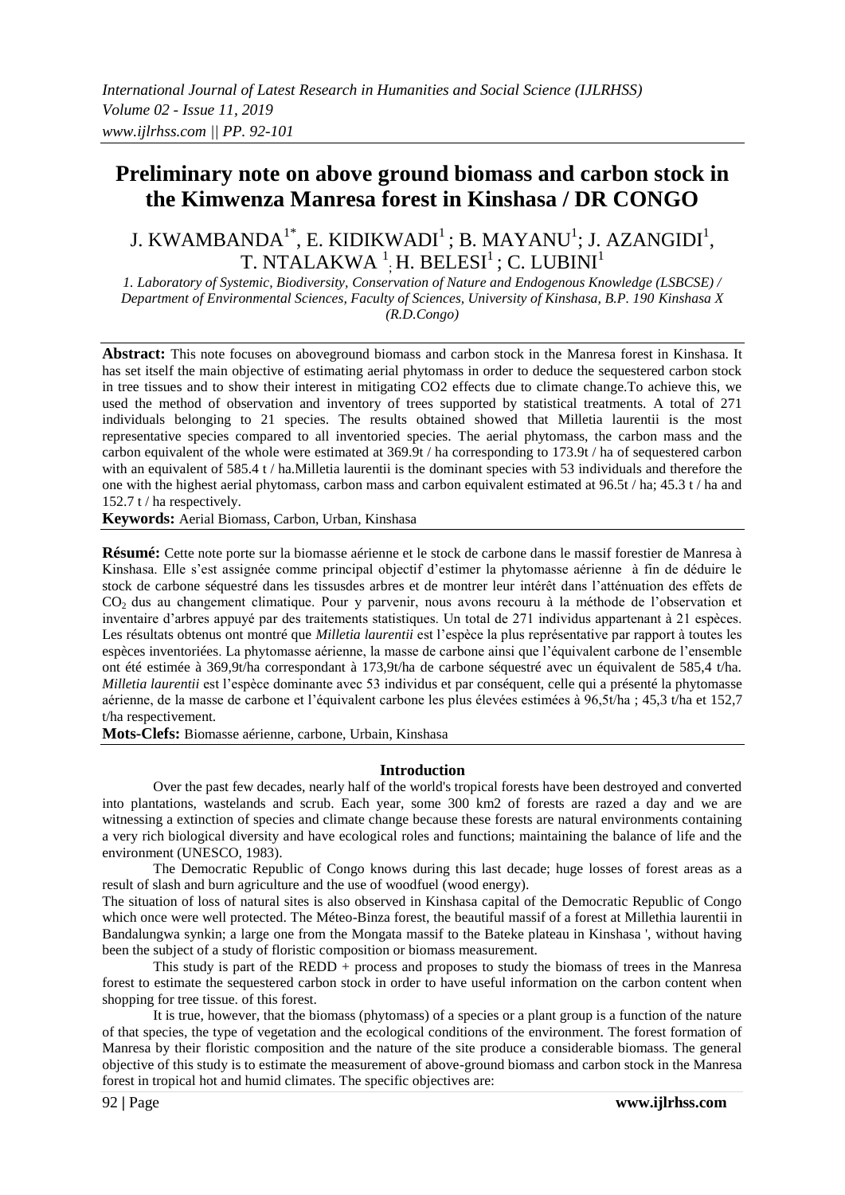# Preliminary note on above ground biomass and carbon stock in the Kimwenza Manresa forest in Kinshasa / DR CONGO

J. KWAMBANDA[1*], E. KIDIKWADI[1] ; B. MAYANU[1]; J. AZANGIDI[1], T. NTALAKWA [1]; H. BELESI[1] ; C. LUBINI[1]

*1. Laboratory of Systemic, Biodiversity, Conservation of Nature and Endogenous Knowledge (LSBCSE) / Department of Environmental Sciences, Faculty of Sciences, University of Kinshasa, B.P. 190 Kinshasa X (R.D.Congo)*

**Abstract:** This note focuses on aboveground biomass and carbon stock in the Manresa forest in Kinshasa. It has set itself the main objective of estimating aerial phytomass in order to deduce the sequestered carbon stock in tree tissues and to show their interest in mitigating CO2 effects due to climate change.To achieve this, we used the method of observation and inventory of trees supported by statistical treatments. A total of 271 individuals belonging to 21 species. The results obtained showed that Milletia laurentii is the most representative species compared to all inventoried species. The aerial phytomass, the carbon mass and the carbon equivalent of the whole were estimated at 369.9t / ha corresponding to 173.9t / ha of sequestered carbon with an equivalent of 585.4 t / ha.Milletia laurentii is the dominant species with 53 individuals and therefore the one with the highest aerial phytomass, carbon mass and carbon equivalent estimated at 96.5t / ha; 45.3 t / ha and 152.7 t / ha respectively.

**Keywords:** Aerial Biomass, Carbon, Urban, Kinshasa

**Résumé:** Cette note porte sur la biomasse aérienne et le stock de carbone dans le massif forestier de Manresa à Kinshasa. Elle s'est assignée comme principal objectif d'estimer la phytomasse aérienne à fin de déduire le stock de carbone séquestré dans les tissusdes arbres et de montrer leur intérêt dans l'atténuation des effets de $CO_2$ dus au changement climatique. Pour y parvenir, nous avons recouru à la méthode de l'observation et inventaire d'arbres appuyé par des traitements statistiques. Un total de 271 individus appartenant à 21 espèces. Les résultats obtenus ont montré que *Milletia laurentii* est l'espèce la plus représentative par rapport à toutes les espèces inventoriées. La phytomasse aérienne, la masse de carbone ainsi que l'équivalent carbone de l'ensemble ont été estimée à 369,9t/ha correspondant à 173,9t/ha de carbone séquestré avec un équivalent de 585,4 t/ha. *Milletia laurentii* est l'espèce dominante avec 53 individus et par conséquent, celle qui a présenté la phytomasse aérienne, de la masse de carbone et l'équivalent carbone les plus élevées estimées à 96,5t/ha ; 45,3 t/ha et 152,7 t/ha respectivement.

**Mots-Clefs:** Biomasse aérienne, carbone, Urbain, Kinshasa

## Introduction

Over the past few decades, nearly half of the world's tropical forests have been destroyed and converted into plantations, wastelands and scrub. Each year, some 300 km2 of forests are razed a day and we are witnessing a extinction of species and climate change because these forests are natural environments containing a very rich biological diversity and have ecological roles and functions; maintaining the balance of life and the environment (UNESCO, 1983).

The Democratic Republic of Congo knows during this last decade; huge losses of forest areas as a result of slash and burn agriculture and the use of woodfuel (wood energy).

The situation of loss of natural sites is also observed in Kinshasa capital of the Democratic Republic of Congo which once were well protected. The Méteo-Binza forest, the beautiful massif of a forest at Millethia laurentii in Bandalungwa synkin; a large one from the Mongata massif to the Bateke plateau in Kinshasa ', without having been the subject of a study of floristic composition or biomass measurement.

This study is part of the REDD + process and proposes to study the biomass of trees in the Manresa forest to estimate the sequestered carbon stock in order to have useful information on the carbon content when shopping for tree tissue. of this forest.

It is true, however, that the biomass (phytomass) of a species or a plant group is a function of the nature of that species, the type of vegetation and the ecological conditions of the environment. The forest formation of Manresa by their floristic composition and the nature of the site produce a considerable biomass. The general objective of this study is to estimate the measurement of above-ground biomass and carbon stock in the Manresa forest in tropical hot and humid climates. The specific objectives are: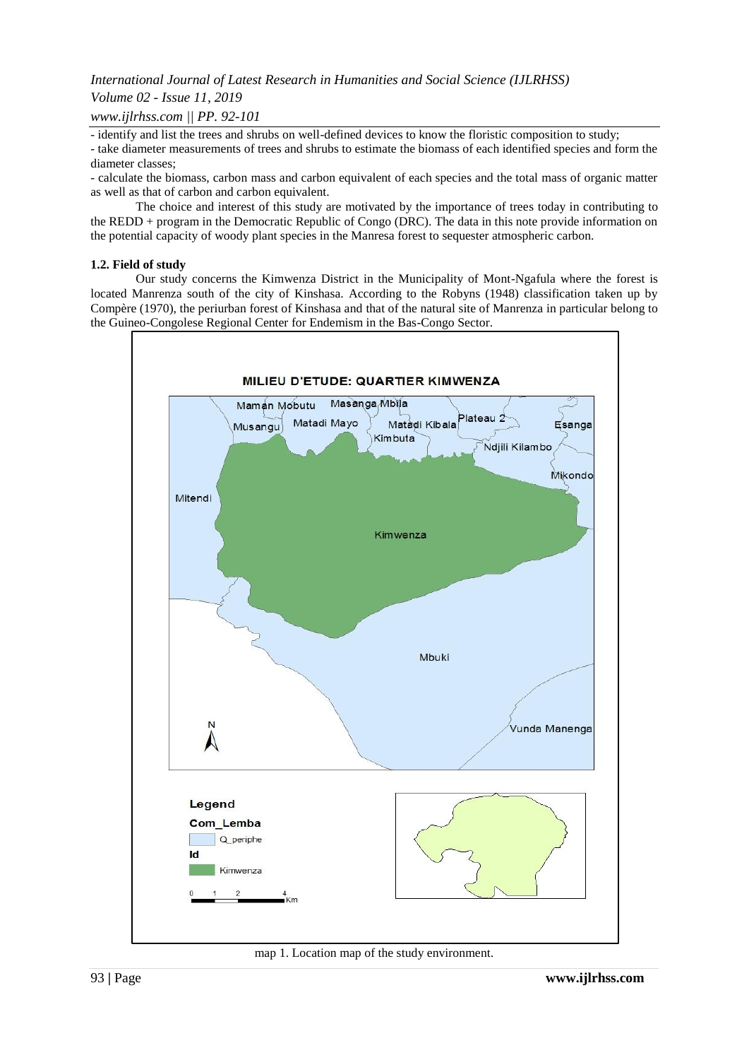- identify and list the trees and shrubs on well-defined devices to know the floristic composition to study;
- take diameter measurements of trees and shrubs to estimate the biomass of each identified species and form the diameter classes;
- calculate the biomass, carbon mass and carbon equivalent of each species and the total mass of organic matter as well as that of carbon and carbon equivalent.

The choice and interest of this study are motivated by the importance of trees today in contributing to the REDD + program in the Democratic Republic of Congo (DRC). The data in this note provide information on the potential capacity of woody plant species in the Manresa forest to sequester atmospheric carbon.

### 1.2. Field of study

Our study concerns the Kimwenza District in the Municipality of Mont-Ngafula where the forest is located Manrenza south of the city of Kinshasa. According to the Robyns (1948) classification taken up by Compère (1970), the periurban forest of Kinshasa and that of the natural site of Manrenza in particular belong to the Guineo-Congolese Regional Center for Endemism in the Bas-Congo Sector.

map 1. Location map of the study environment.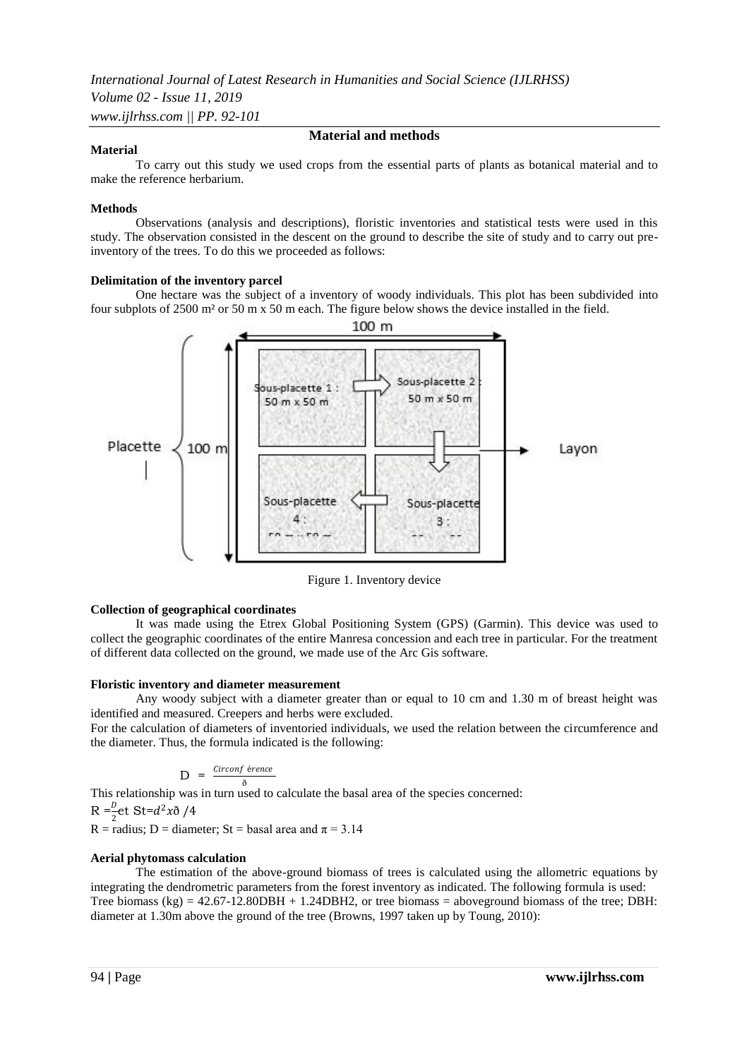## Material and methods

### Material

To carry out this study we used crops from the essential parts of plants as botanical material and to make the reference herbarium.

### Methods

Observations (analysis and descriptions), floristic inventories and statistical tests were used in this study. The observation consisted in the descent on the ground to describe the site of study and to carry out pre-inventory of the trees. To do this we proceeded as follows:

**Delimitation of the inventory parcel**

One hectare was the subject of a inventory of woody individuals. This plot has been subdivided into four subplots of 2500 m² or 50 m x 50 m each. The figure below shows the device installed in the field.

Figure 1. Inventory device

**Collection of geographical coordinates**

It was made using the Etrex Global Positioning System (GPS) (Garmin). This device was used to collect the geographic coordinates of the entire Manresa concession and each tree in particular. For the treatment of different data collected on the ground, we made use of the Arc Gis software.

**Floristic inventory and diameter measurement**

Any woody subject with a diameter greater than or equal to 10 cm and 1.30 m of breast height was identified and measured. Creepers and herbs were excluded.

For the calculation of diameters of inventoried individuals, we used the relation between the circumference and the diameter. Thus, the formula indicated is the following:

$$D = \frac{Circonf\ érence}{\eth}$$

This relationship was in turn used to calculate the basal area of the species concerned:

$R = \frac{D}{2}$et $St = d^2 x \eth / 4$

R = radius; D = diameter; St = basal area and $\pi = 3.14$

**Aerial phytomass calculation**

The estimation of the above-ground biomass of trees is calculated using the allometric equations by integrating the dendrometric parameters from the forest inventory as indicated. The following formula is used: Tree biomass (kg) = 42.67-12.80DBH + 1.24DBH2, or tree biomass = aboveground biomass of the tree; DBH: diameter at 1.30m above the ground of the tree (Browns, 1997 taken up by Toung, 2010):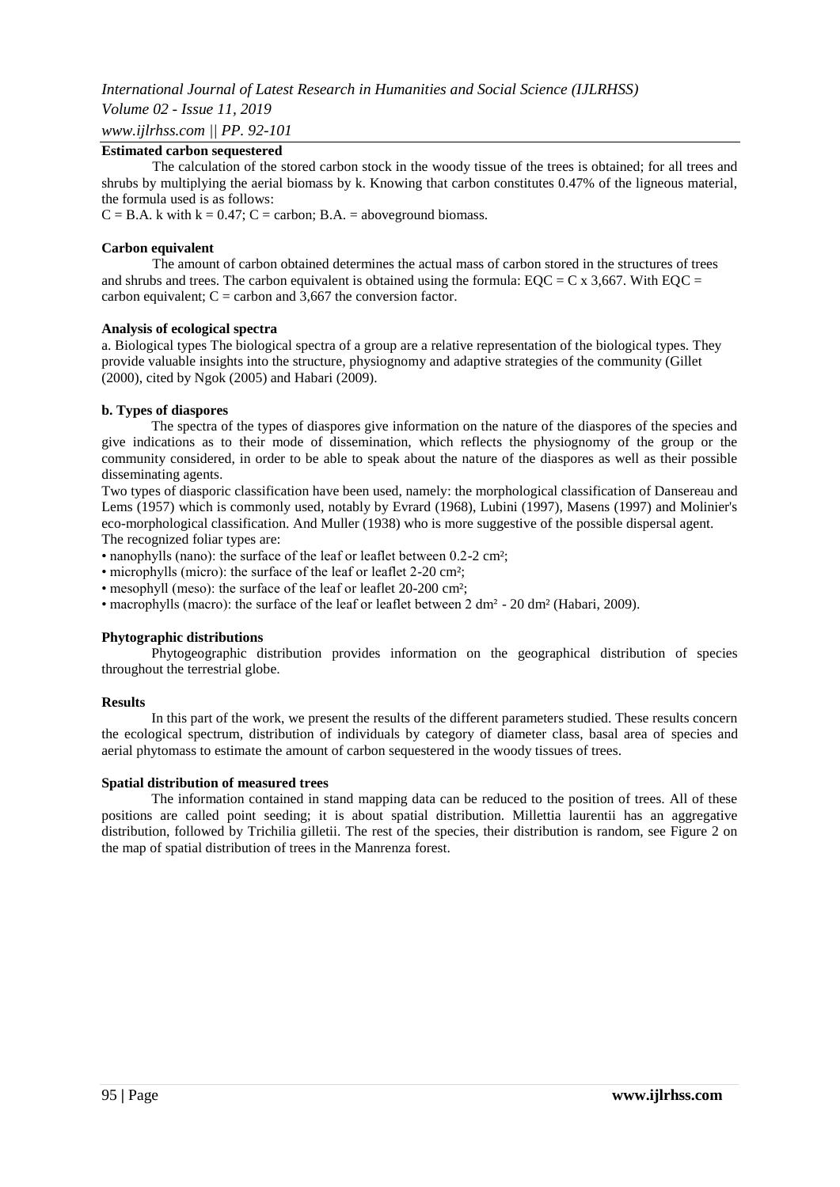**Estimated carbon sequestered**

The calculation of the stored carbon stock in the woody tissue of the trees is obtained; for all trees and shrubs by multiplying the aerial biomass by k. Knowing that carbon constitutes 0.47% of the ligneous material, the formula used is as follows:

$C = B.A. \, k$ with $k = 0.47$; C = carbon; B.A. = aboveground biomass.

**Carbon equivalent**

The amount of carbon obtained determines the actual mass of carbon stored in the structures of trees and shrubs and trees. The carbon equivalent is obtained using the formula: $EQC = C \times 3{,}667$. With EQC = carbon equivalent; C = carbon and 3,667 the conversion factor.

**Analysis of ecological spectra**

a. Biological types The biological spectra of a group are a relative representation of the biological types. They provide valuable insights into the structure, physiognomy and adaptive strategies of the community (Gillet (2000), cited by Ngok (2005) and Habari (2009).

**b. Types of diaspores**

The spectra of the types of diaspores give information on the nature of the diaspores of the species and give indications as to their mode of dissemination, which reflects the physiognomy of the group or the community considered, in order to be able to speak about the nature of the diaspores as well as their possible disseminating agents.

Two types of diasporic classification have been used, namely: the morphological classification of Dansereau and Lems (1957) which is commonly used, notably by Evrard (1968), Lubini (1997), Masens (1997) and Molinier's eco-morphological classification. And Muller (1938) who is more suggestive of the possible dispersal agent.

The recognized foliar types are:

- nanophylls (nano): the surface of the leaf or leaflet between 0.2-2 cm²;
- microphylls (micro): the surface of the leaf or leaflet 2-20 cm²;
- mesophyll (meso): the surface of the leaf or leaflet 20-200 cm²;
- macrophylls (macro): the surface of the leaf or leaflet between 2 dm² - 20 dm² (Habari, 2009).

**Phytographic distributions**

Phytogeographic distribution provides information on the geographical distribution of species throughout the terrestrial globe.

**Results**

In this part of the work, we present the results of the different parameters studied. These results concern the ecological spectrum, distribution of individuals by category of diameter class, basal area of species and aerial phytomass to estimate the amount of carbon sequestered in the woody tissues of trees.

**Spatial distribution of measured trees**

The information contained in stand mapping data can be reduced to the position of trees. All of these positions are called point seeding; it is about spatial distribution. Millettia laurentii has an aggregative distribution, followed by Trichilia gilletii. The rest of the species, their distribution is random, see Figure 2 on the map of spatial distribution of trees in the Manrenza forest.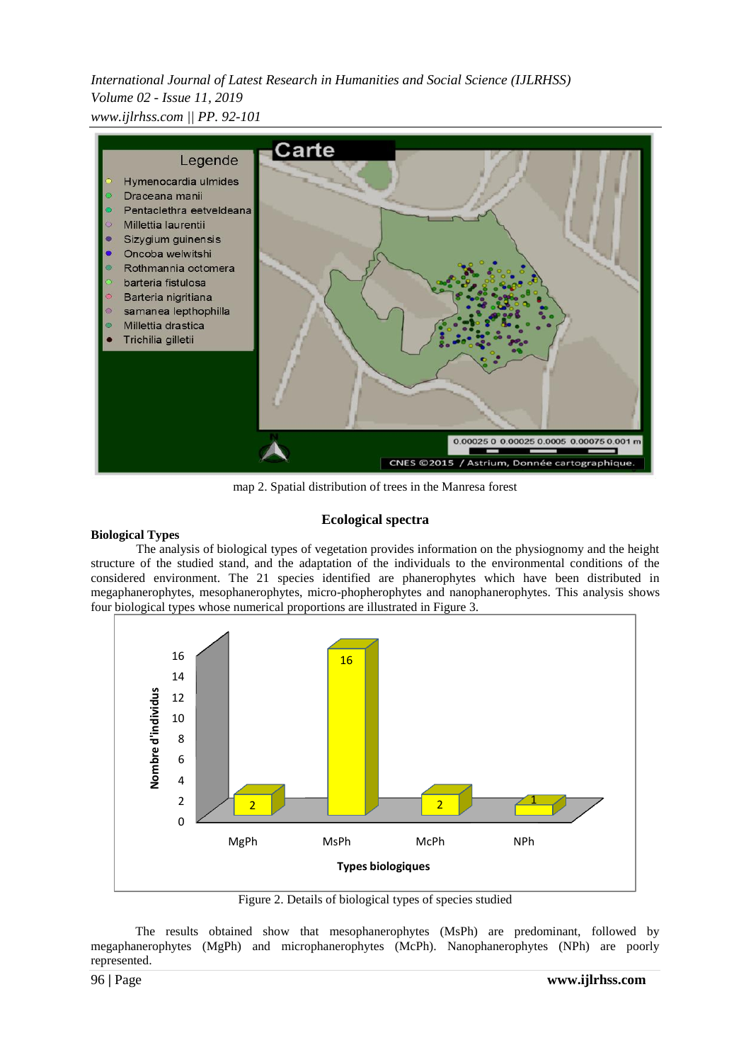map 2. Spatial distribution of trees in the Manresa forest

## Ecological spectra

### Biological Types

The analysis of biological types of vegetation provides information on the physiognomy and the height structure of the studied stand, and the adaptation of the individuals to the environmental conditions of the considered environment. The 21 species identified are phanerophytes which have been distributed in megaphanerophytes, mesophanerophytes, micro-phopherophytes and nanophanerophytes. This analysis shows four biological types whose numerical proportions are illustrated in Figure 3.

Figure 2. Details of biological types of species studied

The results obtained show that mesophanerophytes (MsPh) are predominant, followed by megaphanerophytes (MgPh) and microphanerophytes (McPh). Nanophanerophytes (NPh) are poorly represented.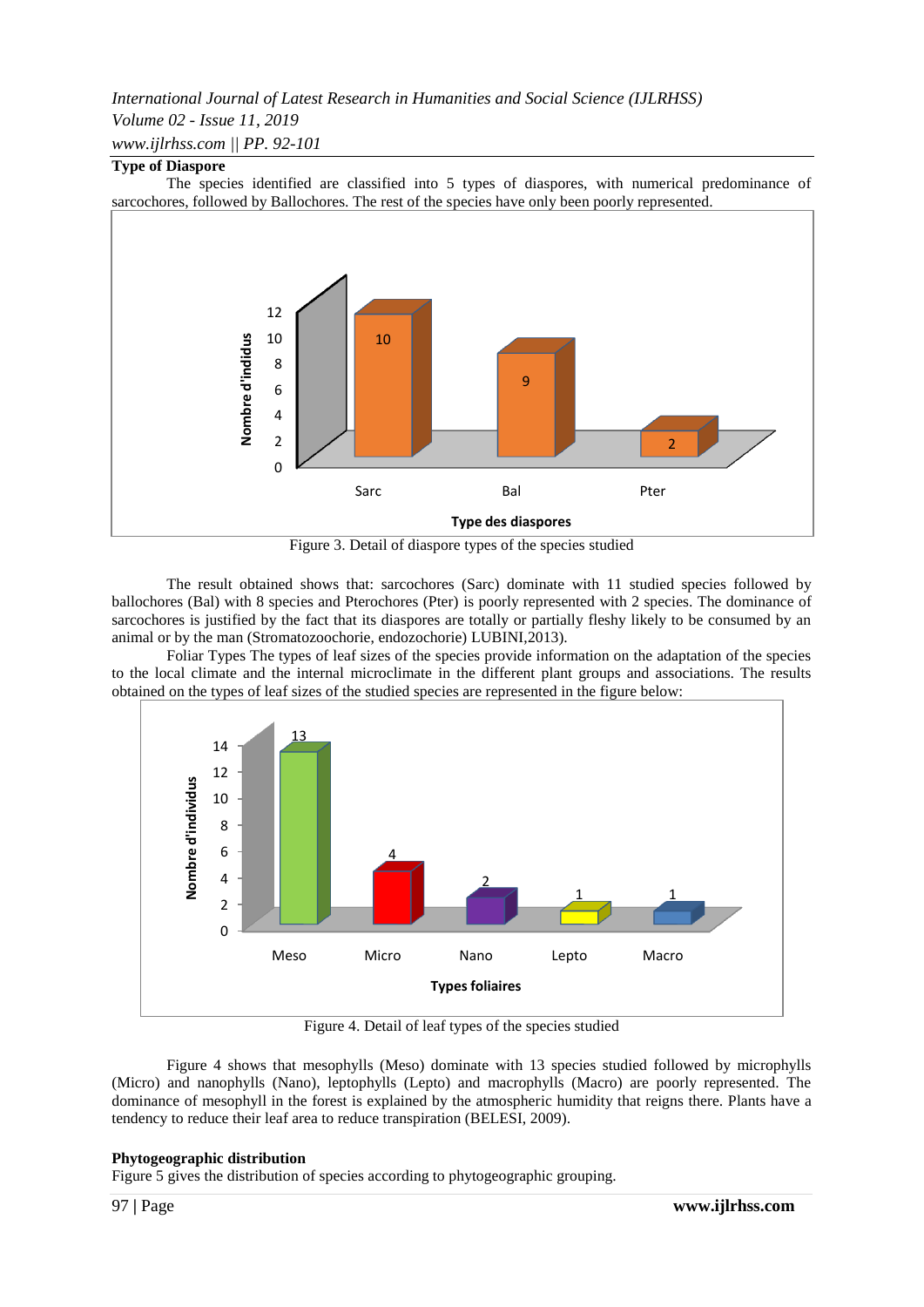**Type of Diaspore**

The species identified are classified into 5 types of diaspores, with numerical predominance of sarcochores, followed by Ballochores. The rest of the species have only been poorly represented.

Figure 3. Detail of diaspore types of the species studied

The result obtained shows that: sarcochores (Sarc) dominate with 11 studied species followed by ballochores (Bal) with 8 species and Pterochores (Pter) is poorly represented with 2 species. The dominance of sarcochores is justified by the fact that its diaspores are totally or partially fleshy likely to be consumed by an animal or by the man (Stromatozoochorie, endozochorie) LUBINI,2013).

Foliar Types The types of leaf sizes of the species provide information on the adaptation of the species to the local climate and the internal microclimate in the different plant groups and associations. The results obtained on the types of leaf sizes of the studied species are represented in the figure below:

Figure 4. Detail of leaf types of the species studied

Figure 4 shows that mesophylls (Meso) dominate with 13 species studied followed by microphylls (Micro) and nanophylls (Nano), leptophylls (Lepto) and macrophylls (Macro) are poorly represented. The dominance of mesophyll in the forest is explained by the atmospheric humidity that reigns there. Plants have a tendency to reduce their leaf area to reduce transpiration (BELESI, 2009).

**Phytogeographic distribution**

Figure 5 gives the distribution of species according to phytogeographic grouping.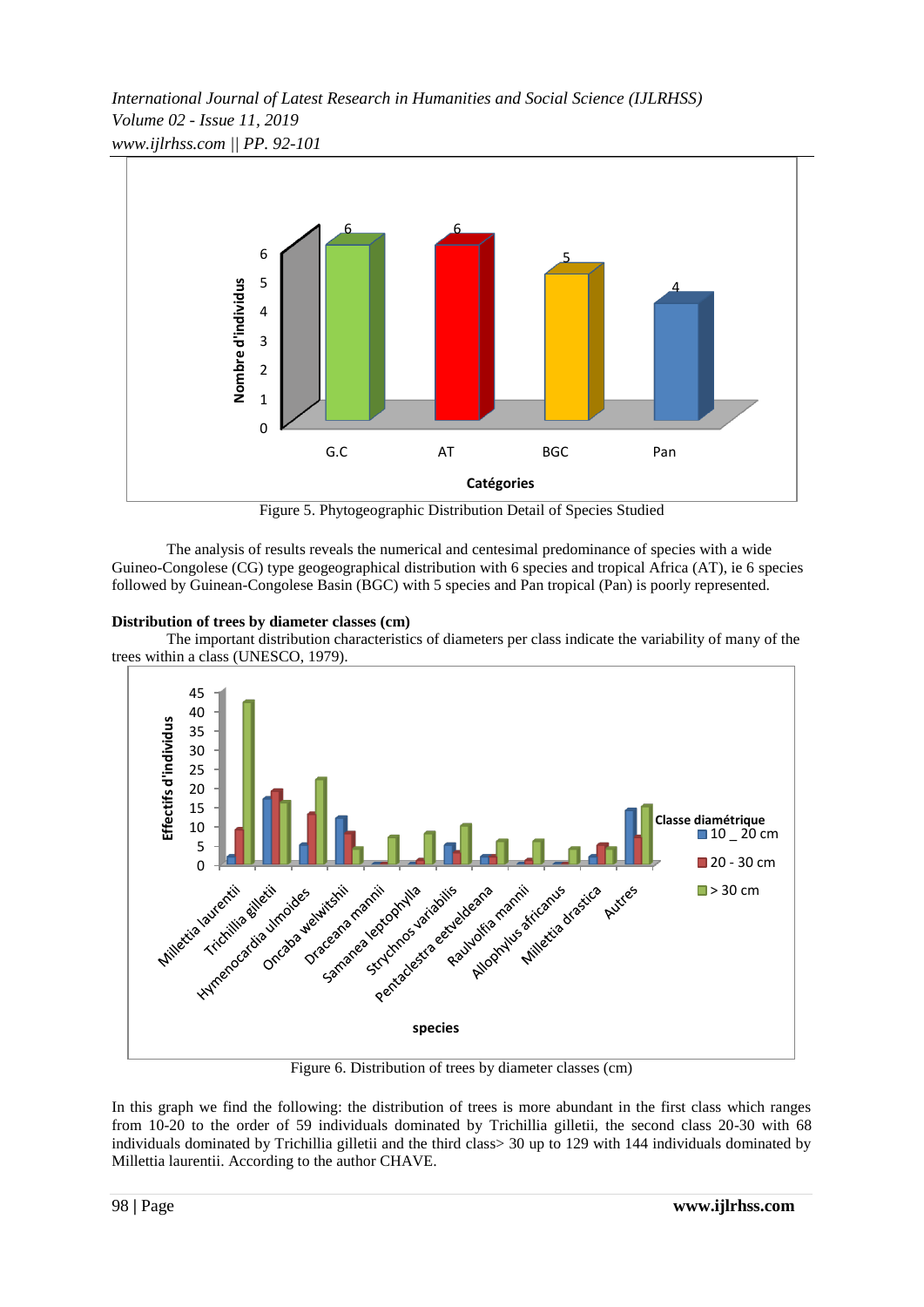Figure 5. Phytogeographic Distribution Detail of Species Studied

The analysis of results reveals the numerical and centesimal predominance of species with a wide Guineo-Congolese (CG) type geogeographical distribution with 6 species and tropical Africa (AT), ie 6 species followed by Guinean-Congolese Basin (BGC) with 5 species and Pan tropical (Pan) is poorly represented.

**Distribution of trees by diameter classes (cm)**

The important distribution characteristics of diameters per class indicate the variability of many of the trees within a class (UNESCO, 1979).

Figure 6. Distribution of trees by diameter classes (cm)

In this graph we find the following: the distribution of trees is more abundant in the first class which ranges from 10-20 to the order of 59 individuals dominated by Trichillia gilletii, the second class 20-30 with 68 individuals dominated by Trichillia gilletii and the third class> 30 up to 129 with 144 individuals dominated by Millettia laurentii. According to the author CHAVE.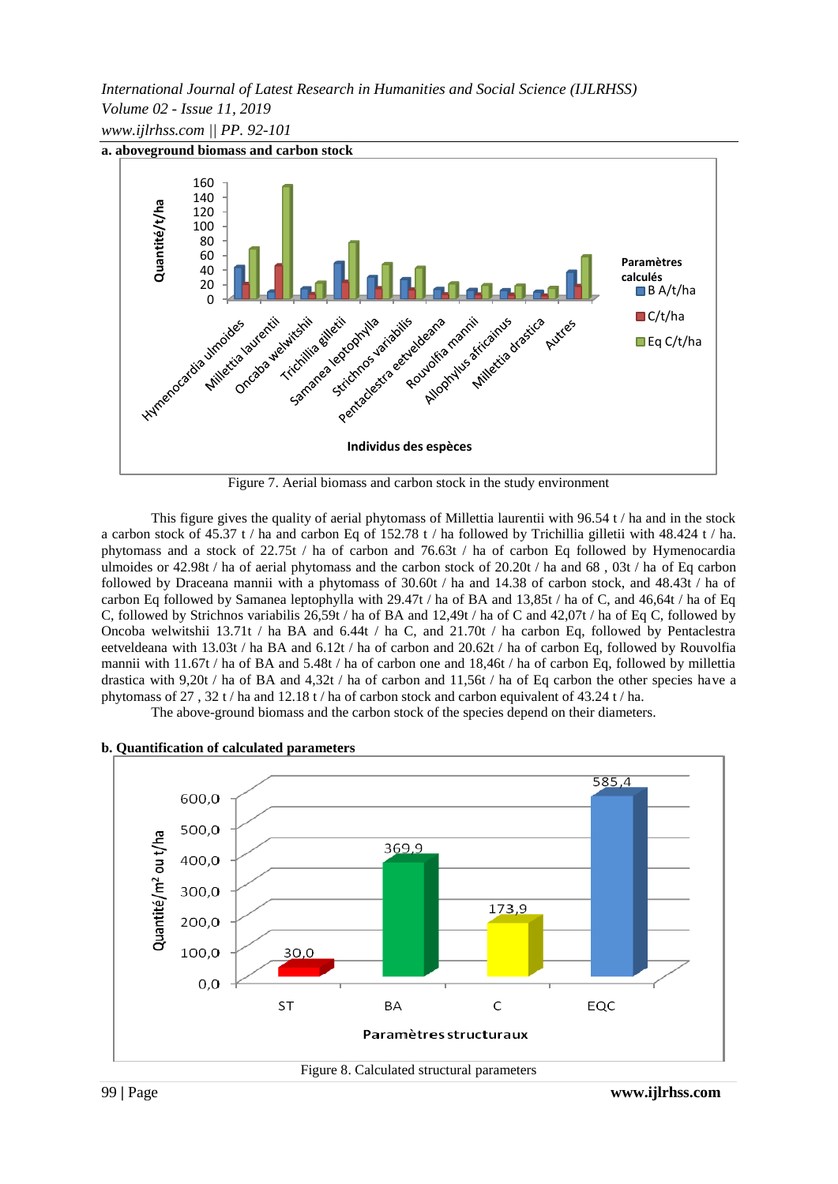**a. aboveground biomass and carbon stock**

Figure 7. Aerial biomass and carbon stock in the study environment

This figure gives the quality of aerial phytomass of Millettia laurentii with 96.54 t / ha and in the stock a carbon stock of 45.37 t / ha and carbon Eq of 152.78 t / ha followed by Trichillia gilletii with 48.424 t / ha. phytomass and a stock of 22.75t / ha of carbon and 76.63t / ha of carbon Eq followed by Hymenocardia ulmoides or 42.98t / ha of aerial phytomass and the carbon stock of 20.20t / ha and 68 , 03t / ha of Eq carbon followed by Draceana mannii with a phytomass of 30.60t / ha and 14.38 of carbon stock, and 48.43t / ha of carbon Eq followed by Samanea leptophylla with 29.47t / ha of BA and 13,85t / ha of C, and 46,64t / ha of Eq C, followed by Strichnos variabilis 26,59t / ha of BA and 12,49t / ha of C and 42,07t / ha of Eq C, followed by Oncoba welwitshii 13.71t / ha BA and 6.44t / ha C, and 21.70t / ha carbon Eq, followed by Pentaclestra eetveldeana with 13.03t / ha BA and 6.12t / ha of carbon and 20.62t / ha of carbon Eq, followed by Rouvolfia mannii with 11.67t / ha of BA and 5.48t / ha of carbon one and 18,46t / ha of carbon Eq, followed by millettia drastica with 9,20t / ha of BA and 4,32t / ha of carbon and 11,56t / ha of Eq carbon the other species have a phytomass of 27 , 32 t / ha and 12.18 t / ha of carbon stock and carbon equivalent of 43.24 t / ha.

The above-ground biomass and the carbon stock of the species depend on their diameters.

**b. Quantification of calculated parameters**

Figure 8. Calculated structural parameters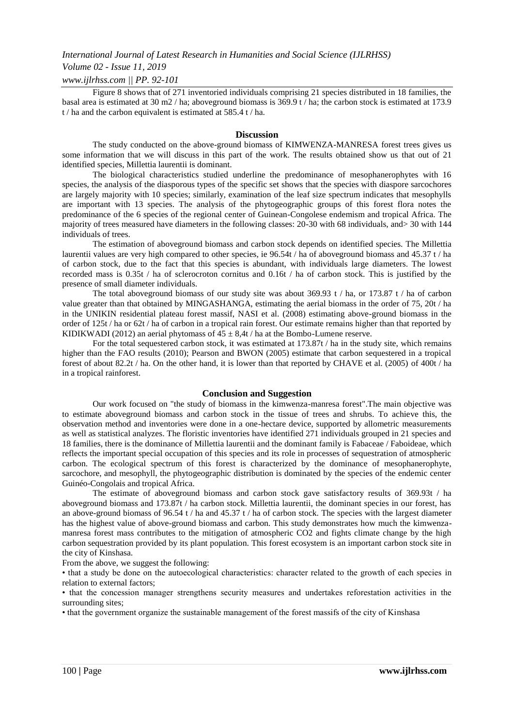Figure 8 shows that of 271 inventoried individuals comprising 21 species distributed in 18 families, the basal area is estimated at 30 m2 / ha; aboveground biomass is 369.9 t / ha; the carbon stock is estimated at 173.9 t / ha and the carbon equivalent is estimated at 585.4 t / ha.

## Discussion

The study conducted on the above-ground biomass of KIMWENZA-MANRESA forest trees gives us some information that we will discuss in this part of the work. The results obtained show us that out of 21 identified species, Millettia laurentii is dominant.

The biological characteristics studied underline the predominance of mesophanerophytes with 16 species, the analysis of the diasporous types of the specific set shows that the species with diaspore sarcochores are largely majority with 10 species; similarly, examination of the leaf size spectrum indicates that mesophylls are important with 13 species. The analysis of the phytogeographic groups of this forest flora notes the predominance of the 6 species of the regional center of Guinean-Congolese endemism and tropical Africa. The majority of trees measured have diameters in the following classes: 20-30 with 68 individuals, and> 30 with 144 individuals of trees.

The estimation of aboveground biomass and carbon stock depends on identified species. The Millettia laurentii values are very high compared to other species, ie 96.54t / ha of aboveground biomass and 45.37 t / ha of carbon stock, due to the fact that this species is abundant, with individuals large diameters. The lowest recorded mass is 0.35t / ha of sclerocroton cornitus and 0.16t / ha of carbon stock. This is justified by the presence of small diameter individuals.

The total aboveground biomass of our study site was about 369.93 t / ha, or 173.87 t / ha of carbon value greater than that obtained by MINGASHANGA, estimating the aerial biomass in the order of 75, 20t / ha in the UNIKIN residential plateau forest massif, NASI et al. (2008) estimating above-ground biomass in the order of 125t / ha or 62t / ha of carbon in a tropical rain forest. Our estimate remains higher than that reported by KIDIKWADI (2012) an aerial phytomass of $45 \pm 8,4$t / ha at the Bombo-Lumene reserve.

For the total sequestered carbon stock, it was estimated at 173.87t / ha in the study site, which remains higher than the FAO results (2010); Pearson and BWON (2005) estimate that carbon sequestered in a tropical forest of about 82.2t / ha. On the other hand, it is lower than that reported by CHAVE et al. (2005) of 400t / ha in a tropical rainforest.

## Conclusion and Suggestion

Our work focused on "the study of biomass in the kimwenza-manresa forest".The main objective was to estimate aboveground biomass and carbon stock in the tissue of trees and shrubs. To achieve this, the observation method and inventories were done in a one-hectare device, supported by allometric measurements as well as statistical analyzes. The floristic inventories have identified 271 individuals grouped in 21 species and 18 families, there is the dominance of Millettia laurentii and the dominant family is Fabaceae / Faboideae, which reflects the important special occupation of this species and its role in processes of sequestration of atmospheric carbon. The ecological spectrum of this forest is characterized by the dominance of mesophanerophyte, sarcochore, and mesophyll, the phytogeographic distribution is dominated by the species of the endemic center Guinéo-Congolais and tropical Africa.

The estimate of aboveground biomass and carbon stock gave satisfactory results of 369.93t / ha aboveground biomass and 173.87t / ha carbon stock. Millettia laurentii, the dominant species in our forest, has an above-ground biomass of 96.54 t / ha and 45.37 t / ha of carbon stock. The species with the largest diameter has the highest value of above-ground biomass and carbon. This study demonstrates how much the kimwenza-manresa forest mass contributes to the mitigation of atmospheric $CO_2$ and fights climate change by the high carbon sequestration provided by its plant population. This forest ecosystem is an important carbon stock site in the city of Kinshasa.

From the above, we suggest the following:

- that a study be done on the autoecological characteristics: character related to the growth of each species in relation to external factors;
- that the concession manager strengthens security measures and undertakes reforestation activities in the surrounding sites;
- that the government organize the sustainable management of the forest massifs of the city of Kinshasa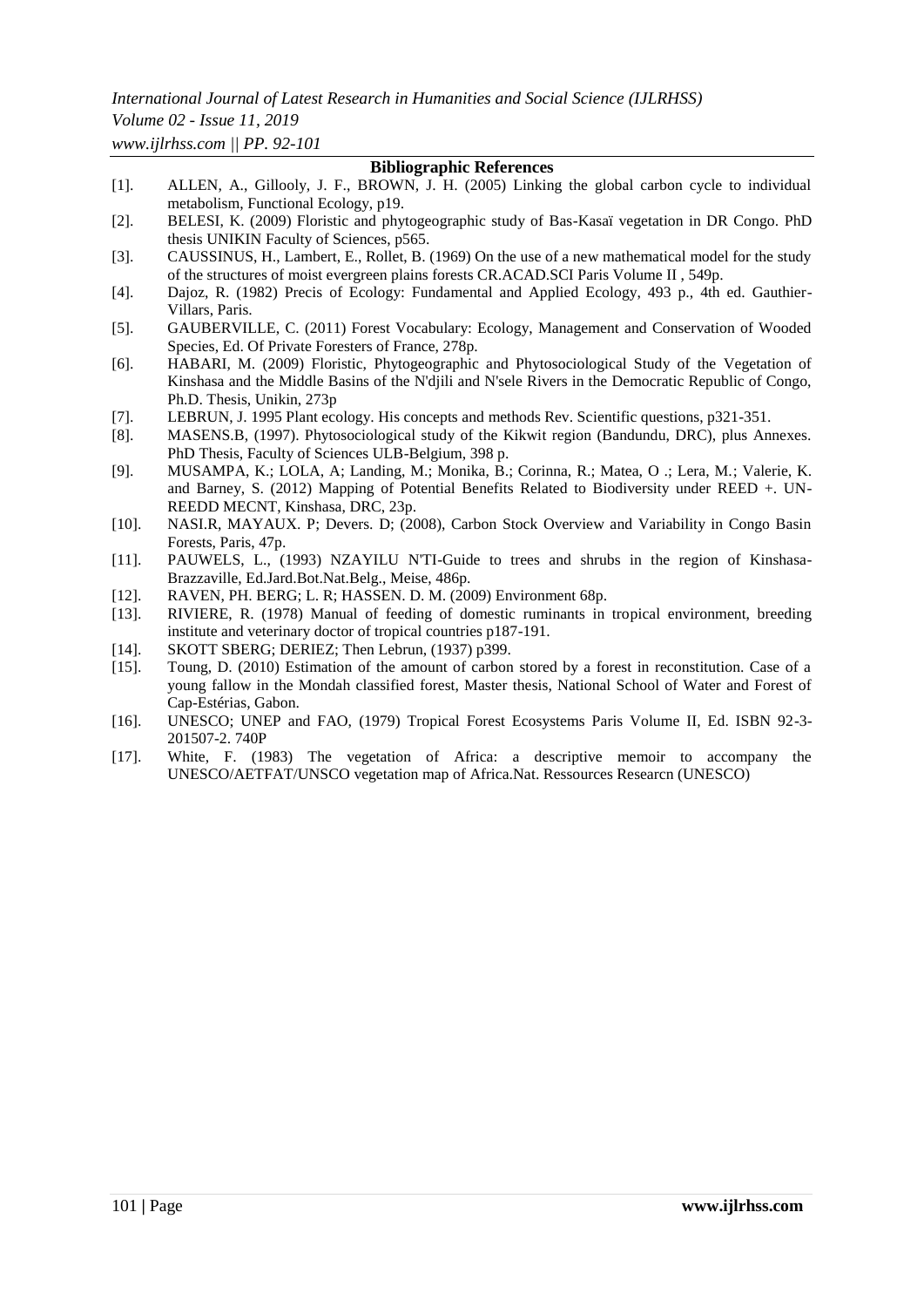## Bibliographic References

[1]. ALLEN, A., Gillooly, J. F., BROWN, J. H. (2005) Linking the global carbon cycle to individual metabolism, Functional Ecology, p19.

[2]. BELESI, K. (2009) Floristic and phytogeographic study of Bas-Kasaï vegetation in DR Congo. PhD thesis UNIKIN Faculty of Sciences, p565.

[3]. CAUSSINUS, H., Lambert, E., Rollet, B. (1969) On the use of a new mathematical model for the study of the structures of moist evergreen plains forests CR.ACAD.SCI Paris Volume II , 549p.

[4]. Dajoz, R. (1982) Precis of Ecology: Fundamental and Applied Ecology, 493 p., 4th ed. Gauthier-Villars, Paris.

[5]. GAUBERVILLE, C. (2011) Forest Vocabulary: Ecology, Management and Conservation of Wooded Species, Ed. Of Private Foresters of France, 278p.

[6]. HABARI, M. (2009) Floristic, Phytogeographic and Phytosociological Study of the Vegetation of Kinshasa and the Middle Basins of the N'djili and N'sele Rivers in the Democratic Republic of Congo, Ph.D. Thesis, Unikin, 273p

[7]. LEBRUN, J. 1995 Plant ecology. His concepts and methods Rev. Scientific questions, p321-351.

[8]. MASENS.B, (1997). Phytosociological study of the Kikwit region (Bandundu, DRC), plus Annexes. PhD Thesis, Faculty of Sciences ULB-Belgium, 398 p.

[9]. MUSAMPA, K.; LOLA, A; Landing, M.; Monika, B.; Corinna, R.; Matea, O .; Lera, M.; Valerie, K. and Barney, S. (2012) Mapping of Potential Benefits Related to Biodiversity under REED +. UN-REEDD MECNT, Kinshasa, DRC, 23p.

[10]. NASI.R, MAYAUX. P; Devers. D; (2008), Carbon Stock Overview and Variability in Congo Basin Forests, Paris, 47p.

[11]. PAUWELS, L., (1993) NZAYILU N'TI-Guide to trees and shrubs in the region of Kinshasa-Brazzaville, Ed.Jard.Bot.Nat.Belg., Meise, 486p.

[12]. RAVEN, PH. BERG; L. R; HASSEN. D. M. (2009) Environment 68p.

[13]. RIVIERE, R. (1978) Manual of feeding of domestic ruminants in tropical environment, breeding institute and veterinary doctor of tropical countries p187-191.

[14]. SKOTT SBERG; DERIEZ; Then Lebrun, (1937) p399.

[15]. Toung, D. (2010) Estimation of the amount of carbon stored by a forest in reconstitution. Case of a young fallow in the Mondah classified forest, Master thesis, National School of Water and Forest of Cap-Estérias, Gabon.

[16]. UNESCO; UNEP and FAO, (1979) Tropical Forest Ecosystems Paris Volume II, Ed. ISBN 92-3-201507-2. 740P

[17]. White, F. (1983) The vegetation of Africa: a descriptive memoir to accompany the UNESCO/AETFAT/UNSCO vegetation map of Africa.Nat. Ressources Researcn (UNESCO)